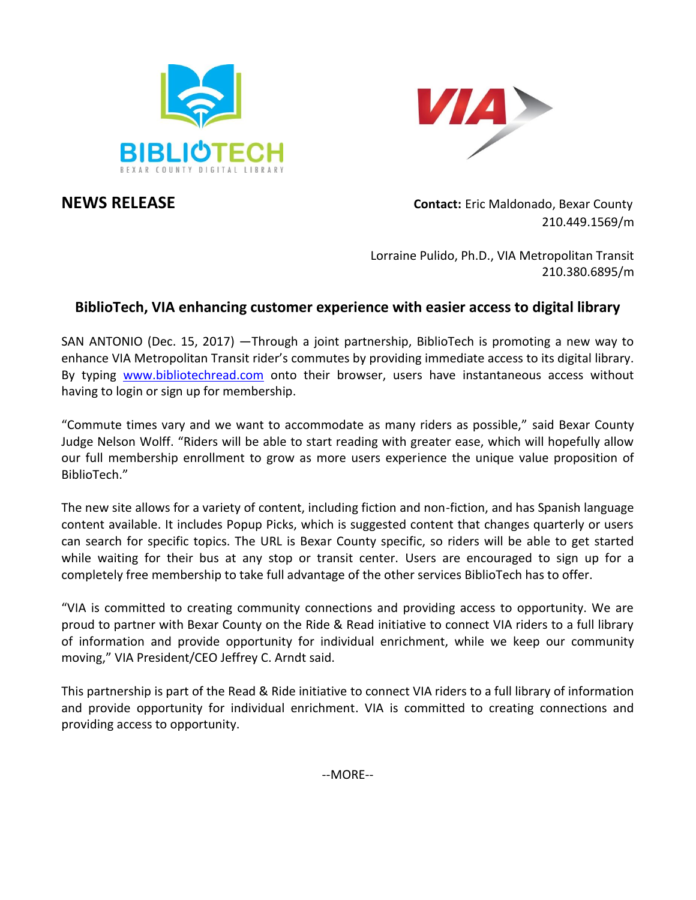**NEWS RELEASE**

**Contact:** Eric Maldonado, Bexar County
210.449.1569/m

Lorraine Pulido, Ph.D., VIA Metropolitan Transit
210.380.6895/m

## BiblioTech, VIA enhancing customer experience with easier access to digital library

SAN ANTONIO (Dec. 15, 2017) —Through a joint partnership, BiblioTech is promoting a new way to enhance VIA Metropolitan Transit rider's commutes by providing immediate access to its digital library. By typing www.bibliotechread.com onto their browser, users have instantaneous access without having to login or sign up for membership.

"Commute times vary and we want to accommodate as many riders as possible," said Bexar County Judge Nelson Wolff. "Riders will be able to start reading with greater ease, which will hopefully allow our full membership enrollment to grow as more users experience the unique value proposition of BiblioTech."

The new site allows for a variety of content, including fiction and non-fiction, and has Spanish language content available. It includes Popup Picks, which is suggested content that changes quarterly or users can search for specific topics. The URL is Bexar County specific, so riders will be able to get started while waiting for their bus at any stop or transit center. Users are encouraged to sign up for a completely free membership to take full advantage of the other services BiblioTech has to offer.

"VIA is committed to creating community connections and providing access to opportunity. We are proud to partner with Bexar County on the Ride & Read initiative to connect VIA riders to a full library of information and provide opportunity for individual enrichment, while we keep our community moving," VIA President/CEO Jeffrey C. Arndt said.

This partnership is part of the Read & Ride initiative to connect VIA riders to a full library of information and provide opportunity for individual enrichment. VIA is committed to creating connections and providing access to opportunity.

--MORE--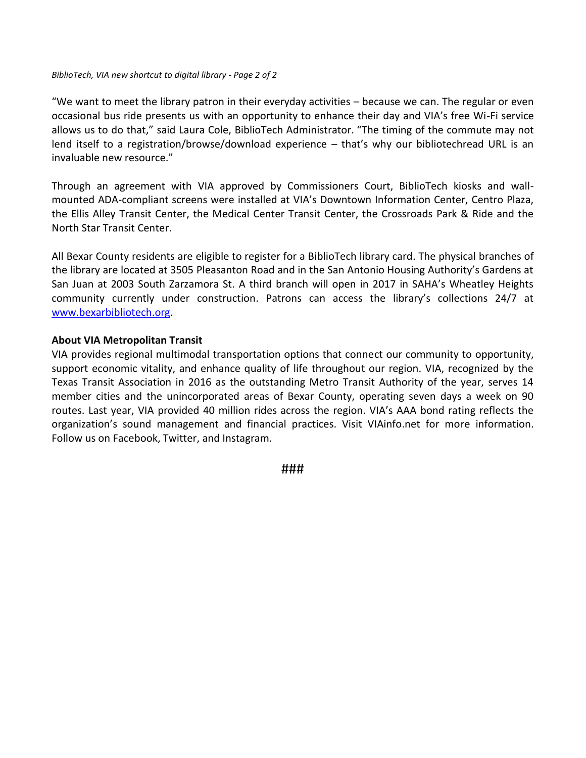"We want to meet the library patron in their everyday activities – because we can. The regular or even occasional bus ride presents us with an opportunity to enhance their day and VIA's free Wi-Fi service allows us to do that," said Laura Cole, BiblioTech Administrator. "The timing of the commute may not lend itself to a registration/browse/download experience – that's why our bibliotechread URL is an invaluable new resource."

Through an agreement with VIA approved by Commissioners Court, BiblioTech kiosks and wall-mounted ADA-compliant screens were installed at VIA's Downtown Information Center, Centro Plaza, the Ellis Alley Transit Center, the Medical Center Transit Center, the Crossroads Park & Ride and the North Star Transit Center.

All Bexar County residents are eligible to register for a BiblioTech library card. The physical branches of the library are located at 3505 Pleasanton Road and in the San Antonio Housing Authority's Gardens at San Juan at 2003 South Zarzamora St. A third branch will open in 2017 in SAHA's Wheatley Heights community currently under construction. Patrons can access the library's collections 24/7 at [www.bexarbibliotech.org](http://www.bexarbibliotech.org).

**About VIA Metropolitan Transit**

VIA provides regional multimodal transportation options that connect our community to opportunity, support economic vitality, and enhance quality of life throughout our region. VIA, recognized by the Texas Transit Association in 2016 as the outstanding Metro Transit Authority of the year, serves 14 member cities and the unincorporated areas of Bexar County, operating seven days a week on 90 routes. Last year, VIA provided 40 million rides across the region. VIA's AAA bond rating reflects the organization's sound management and financial practices. Visit VIAinfo.net for more information. Follow us on Facebook, Twitter, and Instagram.

###